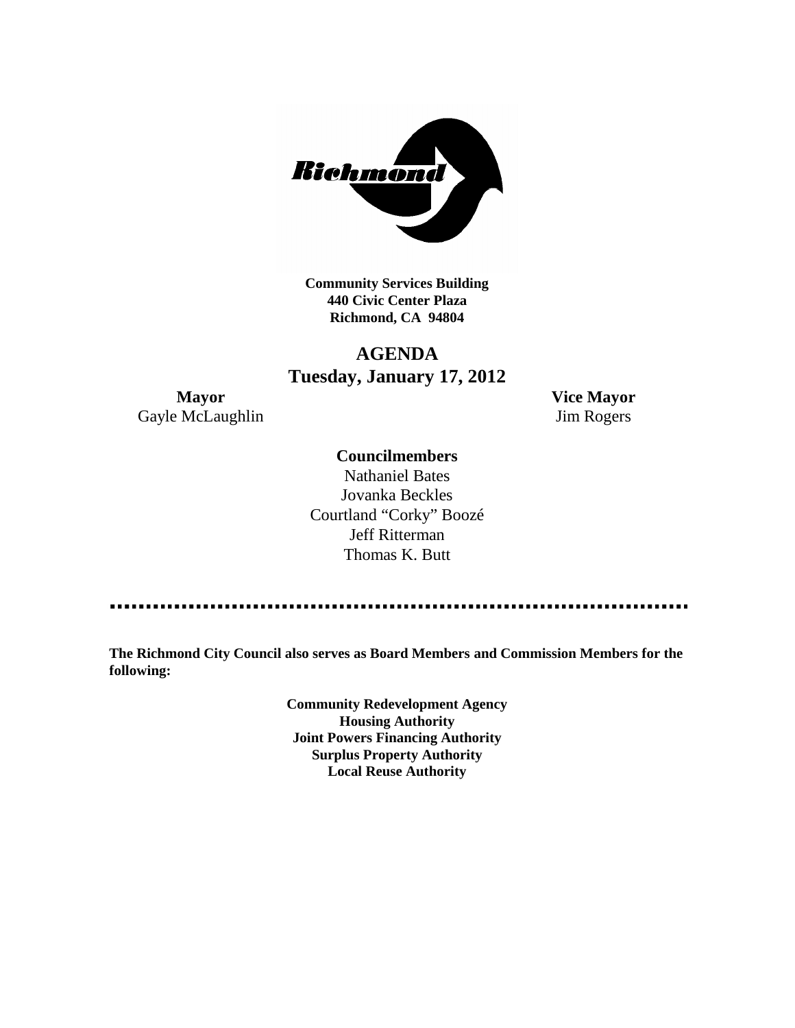Richmond

**Community Services Building**
**440 Civic Center Plaza**
**Richmond, CA 94804**

# AGENDA
## Tuesday, January 17, 2012

**Mayor**
Gayle McLaughlin

**Vice Mayor**
Jim Rogers

**Councilmembers**

Nathaniel Bates
Jovanka Beckles
Courtland "Corky" Boozé
Jeff Ritterman
Thomas K. Butt

---

**The Richmond City Council also serves as Board Members and Commission Members for the following:**

**Community Redevelopment Agency**
**Housing Authority**
**Joint Powers Financing Authority**
**Surplus Property Authority**
**Local Reuse Authority**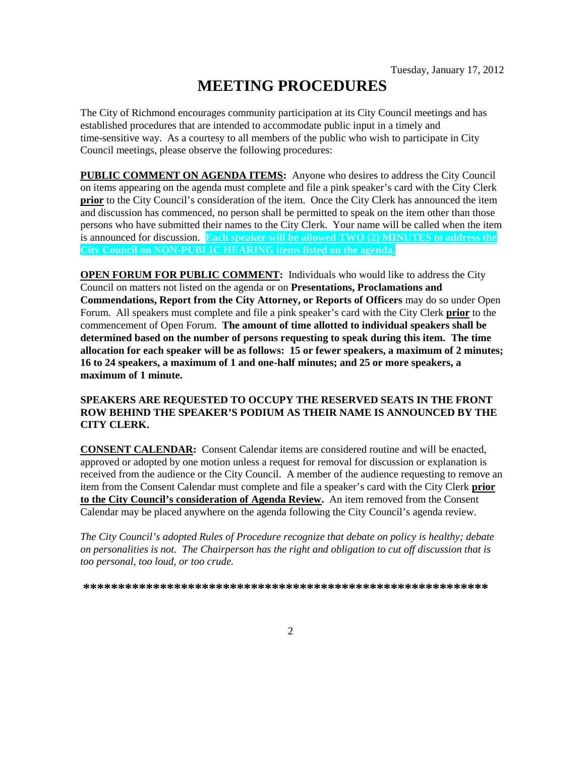Tuesday, January 17, 2012

# MEETING PROCEDURES

The City of Richmond encourages community participation at its City Council meetings and has established procedures that are intended to accommodate public input in a timely and time-sensitive way. As a courtesy to all members of the public who wish to participate in City Council meetings, please observe the following procedures:

**PUBLIC COMMENT ON AGENDA ITEMS:** Anyone who desires to address the City Council on items appearing on the agenda must complete and file a pink speaker's card with the City Clerk **prior** to the City Council's consideration of the item. Once the City Clerk has announced the item and discussion has commenced, no person shall be permitted to speak on the item other than those persons who have submitted their names to the City Clerk. Your name will be called when the item is announced for discussion. **Each speaker will be allowed TWO (2) MINUTES to address the City Council on NON-PUBLIC HEARING items listed on the agenda.**

**OPEN FORUM FOR PUBLIC COMMENT:** Individuals who would like to address the City Council on matters not listed on the agenda or on **Presentations, Proclamations and Commendations, Report from the City Attorney, or Reports of Officers** may do so under Open Forum. All speakers must complete and file a pink speaker's card with the City Clerk **prior** to the commencement of Open Forum. **The amount of time allotted to individual speakers shall be determined based on the number of persons requesting to speak during this item. The time allocation for each speaker will be as follows: 15 or fewer speakers, a maximum of 2 minutes; 16 to 24 speakers, a maximum of 1 and one-half minutes; and 25 or more speakers, a maximum of 1 minute.**

**SPEAKERS ARE REQUESTED TO OCCUPY THE RESERVED SEATS IN THE FRONT ROW BEHIND THE SPEAKER'S PODIUM AS THEIR NAME IS ANNOUNCED BY THE CITY CLERK.**

**CONSENT CALENDAR:** Consent Calendar items are considered routine and will be enacted, approved or adopted by one motion unless a request for removal for discussion or explanation is received from the audience or the City Council. A member of the audience requesting to remove an item from the Consent Calendar must complete and file a speaker's card with the City Clerk **prior to the City Council's consideration of Agenda Review.** An item removed from the Consent Calendar may be placed anywhere on the agenda following the City Council's agenda review.

*The City Council's adopted Rules of Procedure recognize that debate on policy is healthy; debate on personalities is not. The Chairperson has the right and obligation to cut off discussion that is too personal, too loud, or too crude.*

***************************************************************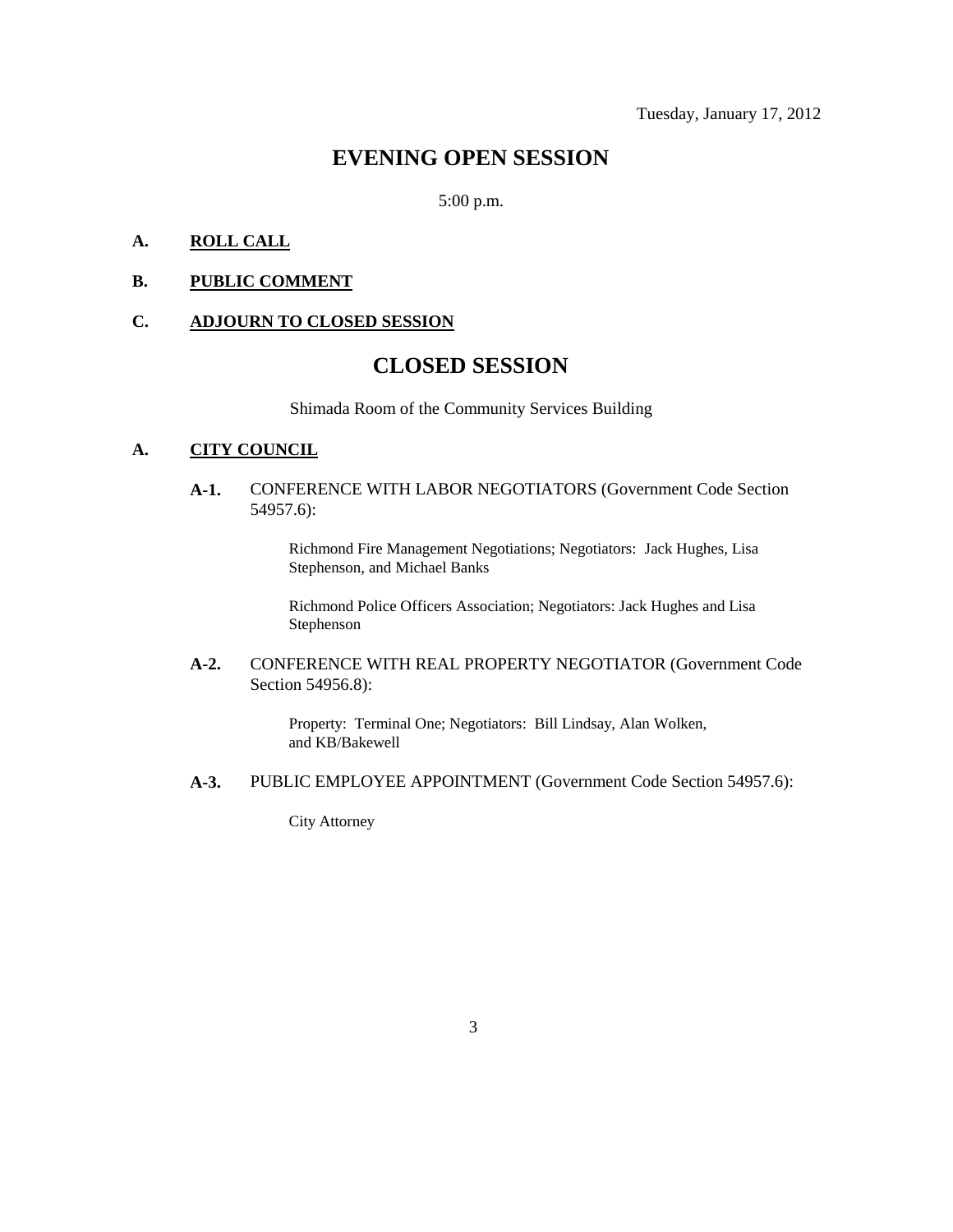Tuesday, January 17, 2012

# EVENING OPEN SESSION

5:00 p.m.

**A. <u>ROLL CALL</u>**

**B. <u>PUBLIC COMMENT</u>**

**C. <u>ADJOURN TO CLOSED SESSION</u>**

# CLOSED SESSION

Shimada Room of the Community Services Building

**A. <u>CITY COUNCIL</u>**

**A-1.** CONFERENCE WITH LABOR NEGOTIATORS (Government Code Section 54957.6):

Richmond Fire Management Negotiations; Negotiators: Jack Hughes, Lisa Stephenson, and Michael Banks

Richmond Police Officers Association; Negotiators: Jack Hughes and Lisa Stephenson

**A-2.** CONFERENCE WITH REAL PROPERTY NEGOTIATOR (Government Code Section 54956.8):

Property: Terminal One; Negotiators: Bill Lindsay, Alan Wolken, and KB/Bakewell

**A-3.** PUBLIC EMPLOYEE APPOINTMENT (Government Code Section 54957.6):

City Attorney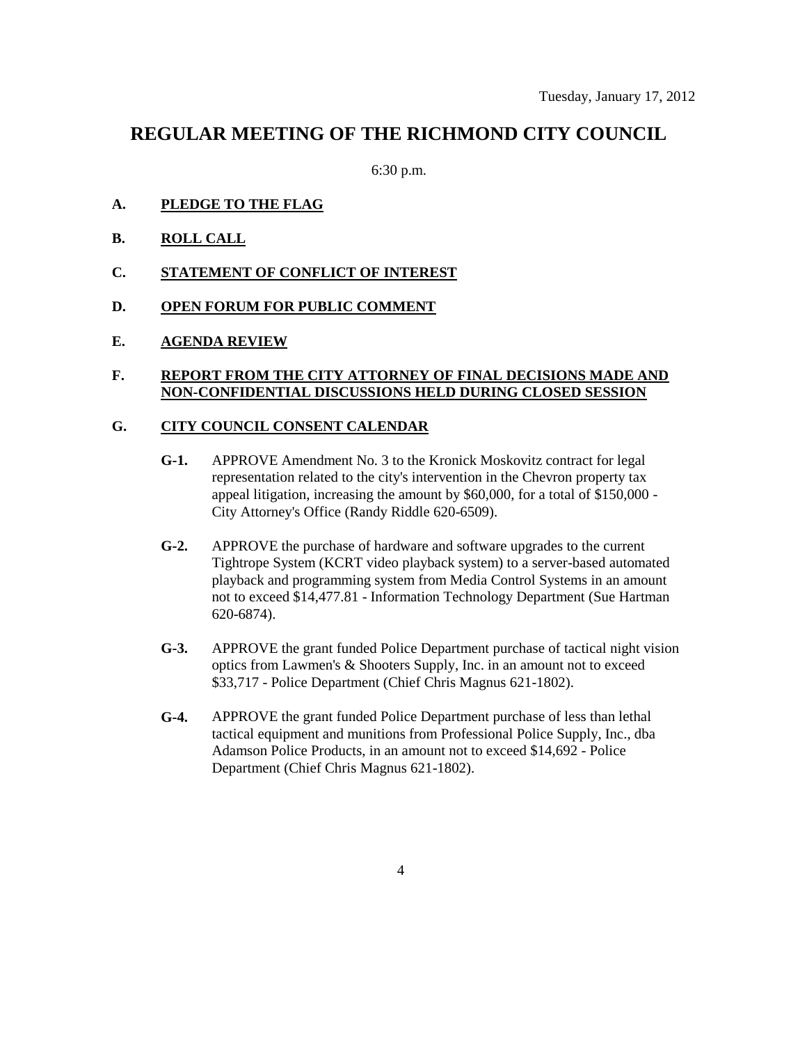Tuesday, January 17, 2012

# REGULAR MEETING OF THE RICHMOND CITY COUNCIL

6:30 p.m.

**A. PLEDGE TO THE FLAG**

**B. ROLL CALL**

**C. STATEMENT OF CONFLICT OF INTEREST**

**D. OPEN FORUM FOR PUBLIC COMMENT**

**E. AGENDA REVIEW**

**F. REPORT FROM THE CITY ATTORNEY OF FINAL DECISIONS MADE AND NON-CONFIDENTIAL DISCUSSIONS HELD DURING CLOSED SESSION**

**G. CITY COUNCIL CONSENT CALENDAR**

**G-1.** APPROVE Amendment No. 3 to the Kronick Moskovitz contract for legal representation related to the city's intervention in the Chevron property tax appeal litigation, increasing the amount by $60,000, for a total of $150,000 - City Attorney's Office (Randy Riddle 620-6509).

**G-2.** APPROVE the purchase of hardware and software upgrades to the current Tightrope System (KCRT video playback system) to a server-based automated playback and programming system from Media Control Systems in an amount not to exceed $14,477.81 - Information Technology Department (Sue Hartman 620-6874).

**G-3.** APPROVE the grant funded Police Department purchase of tactical night vision optics from Lawmen's & Shooters Supply, Inc. in an amount not to exceed $33,717 - Police Department (Chief Chris Magnus 621-1802).

**G-4.** APPROVE the grant funded Police Department purchase of less than lethal tactical equipment and munitions from Professional Police Supply, Inc., dba Adamson Police Products, in an amount not to exceed $14,692 - Police Department (Chief Chris Magnus 621-1802).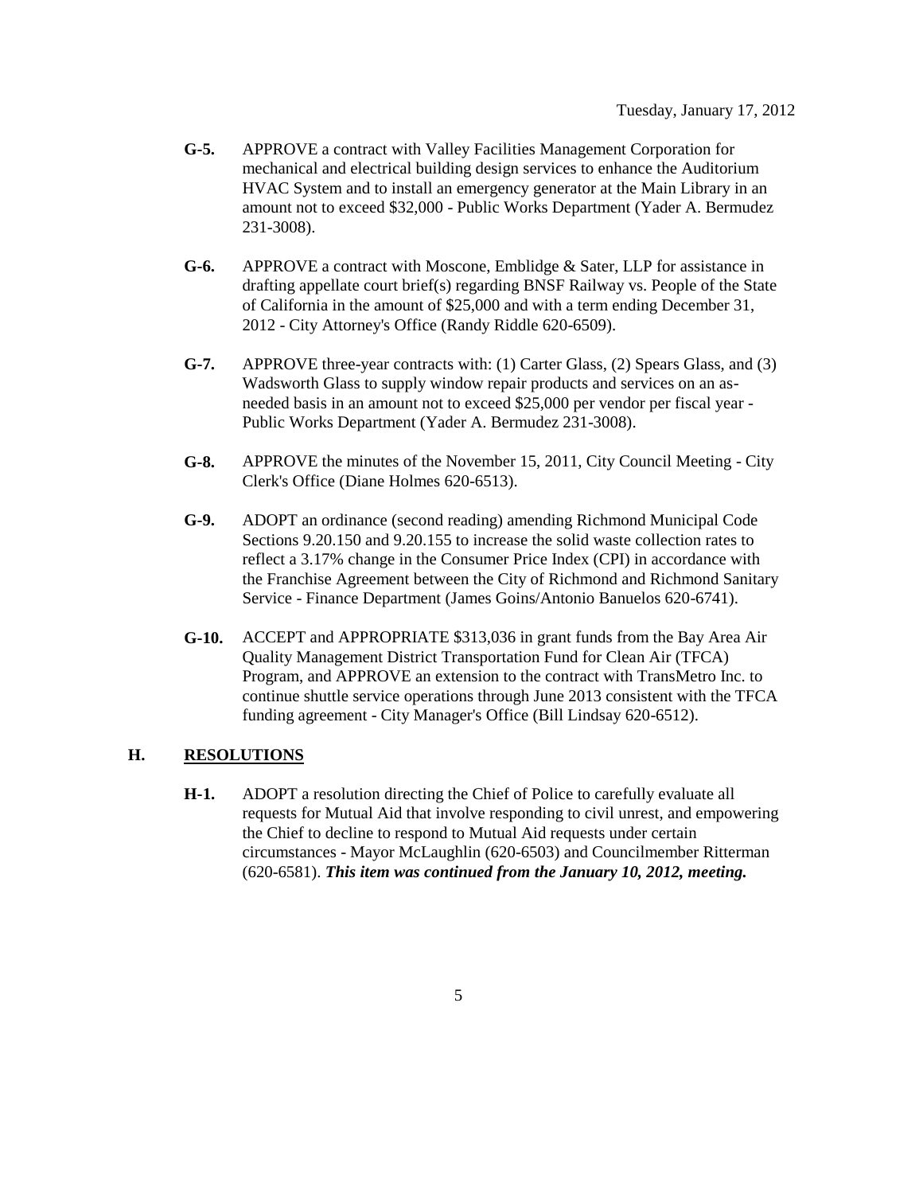- **G-5.** APPROVE a contract with Valley Facilities Management Corporation for mechanical and electrical building design services to enhance the Auditorium HVAC System and to install an emergency generator at the Main Library in an amount not to exceed $32,000 - Public Works Department (Yader A. Bermudez 231-3008).

- **G-6.** APPROVE a contract with Moscone, Emblidge & Sater, LLP for assistance in drafting appellate court brief(s) regarding BNSF Railway vs. People of the State of California in the amount of $25,000 and with a term ending December 31, 2012 - City Attorney's Office (Randy Riddle 620-6509).

- **G-7.** APPROVE three-year contracts with: (1) Carter Glass, (2) Spears Glass, and (3) Wadsworth Glass to supply window repair products and services on an as-needed basis in an amount not to exceed $25,000 per vendor per fiscal year - Public Works Department (Yader A. Bermudez 231-3008).

- **G-8.** APPROVE the minutes of the November 15, 2011, City Council Meeting - City Clerk's Office (Diane Holmes 620-6513).

- **G-9.** ADOPT an ordinance (second reading) amending Richmond Municipal Code Sections 9.20.150 and 9.20.155 to increase the solid waste collection rates to reflect a 3.17% change in the Consumer Price Index (CPI) in accordance with the Franchise Agreement between the City of Richmond and Richmond Sanitary Service - Finance Department (James Goins/Antonio Banuelos 620-6741).

- **G-10.** ACCEPT and APPROPRIATE $313,036 in grant funds from the Bay Area Air Quality Management District Transportation Fund for Clean Air (TFCA) Program, and APPROVE an extension to the contract with TransMetro Inc. to continue shuttle service operations through June 2013 consistent with the TFCA funding agreement - City Manager's Office (Bill Lindsay 620-6512).

## H. RESOLUTIONS

- **H-1.** ADOPT a resolution directing the Chief of Police to carefully evaluate all requests for Mutual Aid that involve responding to civil unrest, and empowering the Chief to decline to respond to Mutual Aid requests under certain circumstances - Mayor McLaughlin (620-6503) and Councilmember Ritterman (620-6581). ***This item was continued from the January 10, 2012, meeting.***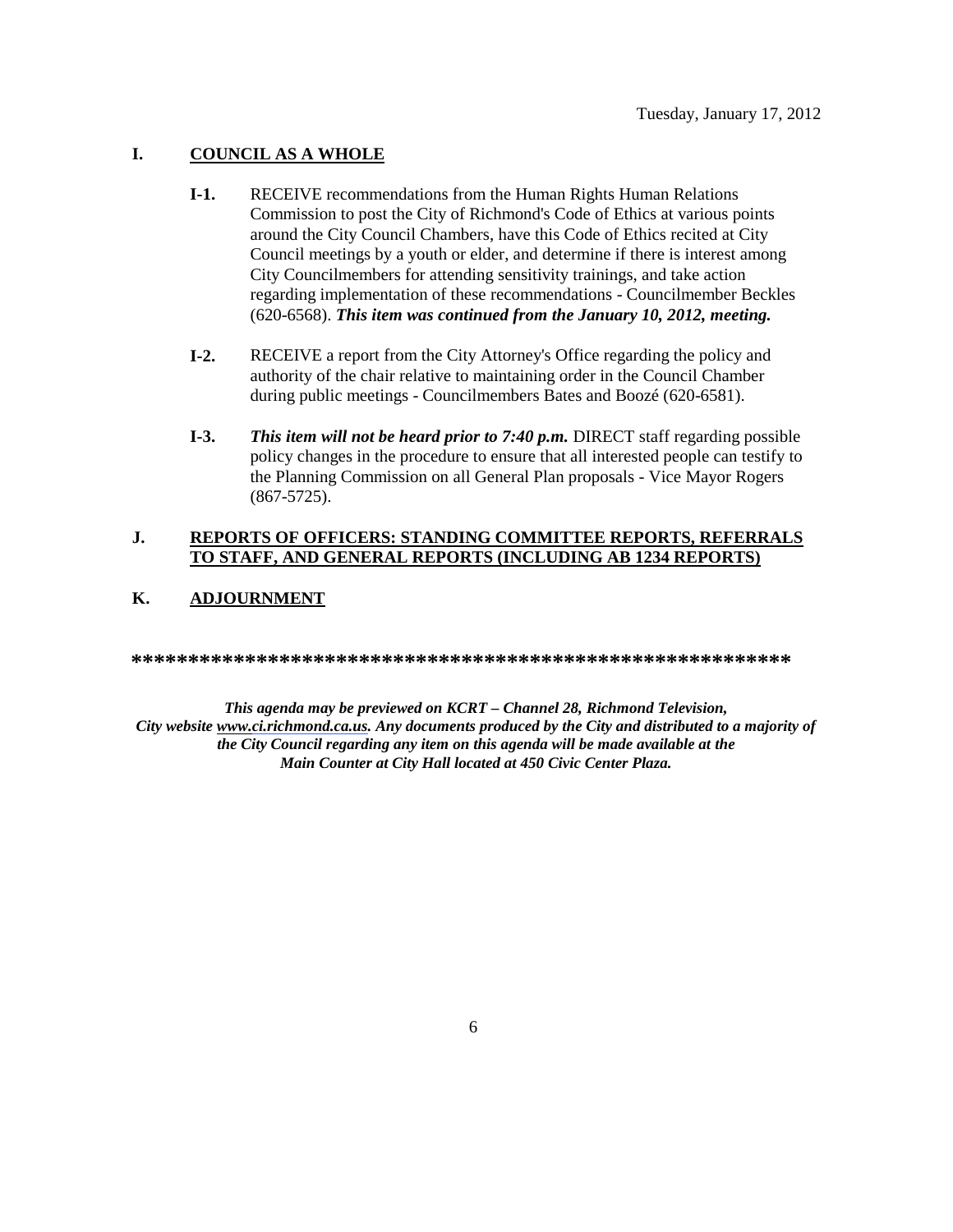Tuesday, January 17, 2012

## I. COUNCIL AS A WHOLE

**I-1.** RECEIVE recommendations from the Human Rights Human Relations Commission to post the City of Richmond's Code of Ethics at various points around the City Council Chambers, have this Code of Ethics recited at City Council meetings by a youth or elder, and determine if there is interest among City Councilmembers for attending sensitivity trainings, and take action regarding implementation of these recommendations - Councilmember Beckles (620-6568). ***This item was continued from the January 10, 2012, meeting.***

**I-2.** RECEIVE a report from the City Attorney's Office regarding the policy and authority of the chair relative to maintaining order in the Council Chamber during public meetings - Councilmembers Bates and Boozé (620-6581).

**I-3.** ***This item will not be heard prior to 7:40 p.m.*** DIRECT staff regarding possible policy changes in the procedure to ensure that all interested people can testify to the Planning Commission on all General Plan proposals - Vice Mayor Rogers (867-5725).

## J. REPORTS OF OFFICERS: STANDING COMMITTEE REPORTS, REFERRALS TO STAFF, AND GENERAL REPORTS (INCLUDING AB 1234 REPORTS)

## K. ADJOURNMENT

**************************************************************

***This agenda may be previewed on KCRT – Channel 28, Richmond Television, City website www.ci.richmond.ca.us. Any documents produced by the City and distributed to a majority of the City Council regarding any item on this agenda will be made available at the Main Counter at City Hall located at 450 Civic Center Plaza.***